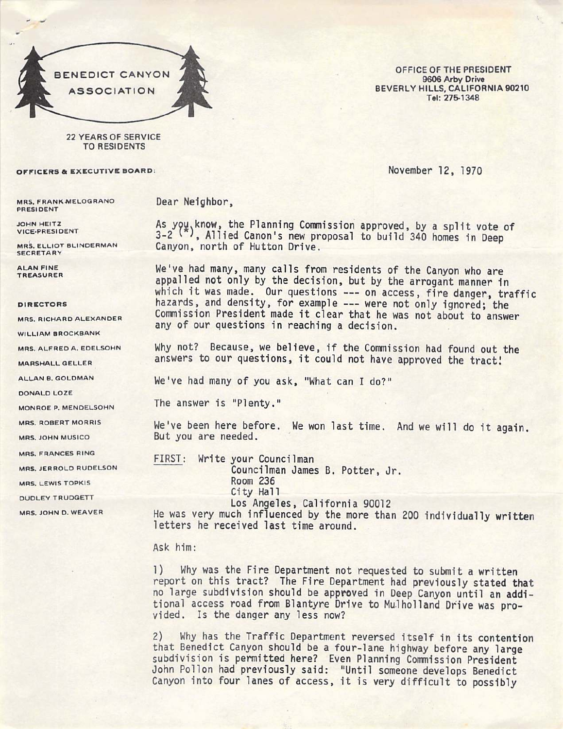BENEDICT CANYON ASSOCIATION

22 YEARS OF SERVICE TO RESIDENTS

OFFICE OF THE PRESIDENT
9606 Arby Drive
BEVERLY HILLS, CALIFORNIA 90210
Tel: 275-1348

**OFFICERS & EXECUTIVE BOARD:**

MRS. FRANK MELOGRANO
PRESIDENT

JOHN HEITZ
VICE-PRESIDENT

MRS. ELLIOT BLINDERMAN
SECRETARY

ALAN FINE
TREASURER

**DIRECTORS**

MRS. RICHARD ALEXANDER
WILLIAM BROCKBANK
MRS. ALFRED A. EDELSOHN
MARSHALL GELLER
ALLAN B. GOLDMAN
DONALD LOZE
MONROE P. MENDELSOHN
MRS. ROBERT MORRIS
MRS. JOHN MUSICO
MRS. FRANCES RING
MRS. JERROLD RUDELSON
MRS. LEWIS TOPKIS
DUDLEY TRUDGETT
MRS. JOHN D. WEAVER

November 12, 1970

Dear Neighbor,

As you know, the Planning Commission approved, by a split vote of 3-2 (*), Allied Canon's new proposal to build 340 homes in Deep Canyon, north of Hutton Drive.

We've had many, many calls from residents of the Canyon who are appalled not only by the decision, but by the arrogant manner in which it was made. Our questions --- on access, fire danger, traffic hazards, and density, for example --- were not only ignored; the Commission President made it clear that he was not about to answer any of our questions in reaching a decision.

Why not? Because, we believe, if the Commission had found out the answers to our questions, it could not have approved the tract!

We've had many of you ask, "What can I do?"

The answer is "Plenty."

We've been here before. We won last time. And we will do it again. But you are needed.

FIRST: Write your Councilman
Councilman James B. Potter, Jr.
Room 236
City Hall
Los Angeles, California 90012

He was very much influenced by the more than 200 individually written letters he received last time around.

Ask him:

1) Why was the Fire Department not requested to submit a written report on this tract? The Fire Department had previously stated that no large subdivision should be approved in Deep Canyon until an additional access road from Blantyre Drive to Mulholland Drive was provided. Is the danger any less now?

2) Why has the Traffic Department reversed itself in its contention that Benedict Canyon should be a four-lane highway before any large subdivision is permitted here? Even Planning Commission President John Pollon had previously said: "Until someone develops Benedict Canyon into four lanes of access, it is very difficult to possibly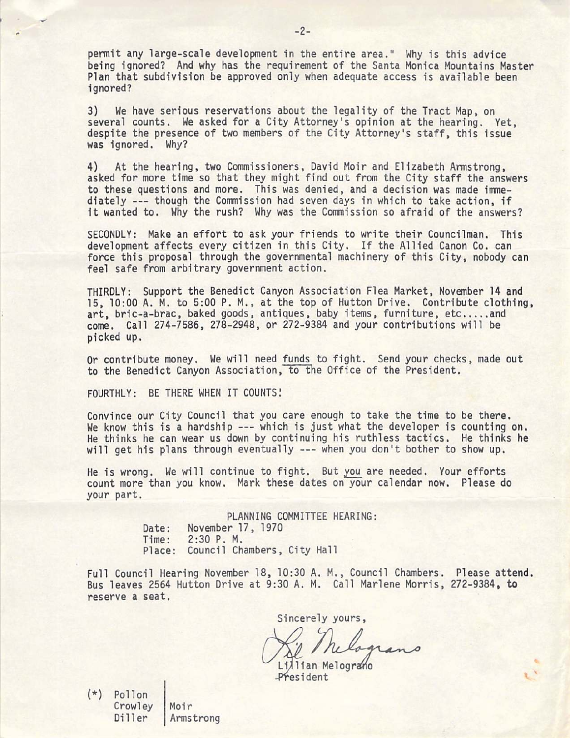permit any large-scale development in the entire area." Why is this advice being ignored? And why has the requirement of the Santa Monica Mountains Master Plan that subdivision be approved only when adequate access is available been ignored?

3) We have serious reservations about the legality of the Tract Map, on several counts. We asked for a City Attorney's opinion at the hearing. Yet, despite the presence of two members of the City Attorney's staff, this issue was ignored. Why?

4) At the hearing, two Commissioners, David Moir and Elizabeth Armstrong, asked for more time so that they might find out from the City staff the answers to these questions and more. This was denied, and a decision was made immediately --- though the Commission had seven days in which to take action, if it wanted to. Why the rush? Why was the Commission so afraid of the answers?

SECONDLY: Make an effort to ask your friends to write their Councilman. This development affects every citizen in this City. If the Allied Canon Co. can force this proposal through the governmental machinery of this City, nobody can feel safe from arbitrary government action.

THIRDLY: Support the Benedict Canyon Association Flea Market, November 14 and 15, 10:00 A. M. to 5:00 P. M., at the top of Hutton Drive. Contribute clothing, art, bric-a-brac, baked goods, antiques, baby items, furniture, etc.....and come. Call 274-7586, 278-2948, or 272-9384 and your contributions will be picked up.

Or contribute money. We will need funds to fight. Send your checks, made out to the Benedict Canyon Association, to the Office of the President.

FOURTHLY: BE THERE WHEN IT COUNTS!

Convince our City Council that you care enough to take the time to be there. We know this is a hardship --- which is just what the developer is counting on. He thinks he can wear us down by continuing his ruthless tactics. He thinks he will get his plans through eventually --- when you don't bother to show up.

He is wrong. We will continue to fight. But you are needed. Your efforts count more than you know. Mark these dates on your calendar now. Please do your part.

PLANNING COMMITTEE HEARING:
Date: November 17, 1970
Time: 2:30 P. M.
Place: Council Chambers, City Hall

Full Council Hearing November 18, 10:30 A. M., Council Chambers. Please attend. Bus leaves 2564 Hutton Drive at 9:30 A. M. Call Marlene Morris, 272-9384, to reserve a seat.

Sincerely yours,

Lil Melograno

Lillian Melograno
President

(*) Pollon
Crowley
Diller

Moir
Armstrong